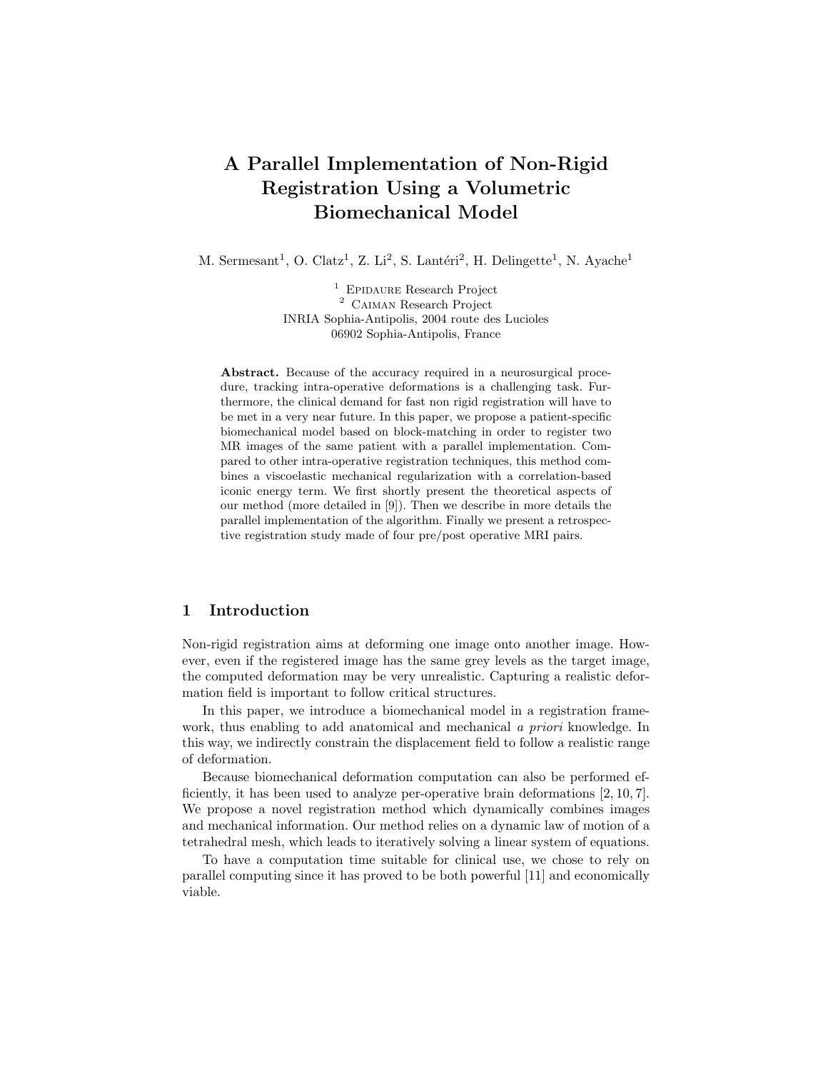# A Parallel Implementation of Non-Rigid Registration Using a Volumetric Biomechanical Model

M. Sermesant[1], O. Clatz[1], Z. Li[2], S. Lantéri[2], H. Delingette[1], N. Ayache[1]

[1] Epidaure Research Project
[2] Caiman Research Project
INRIA Sophia-Antipolis, 2004 route des Lucioles
06902 Sophia-Antipolis, France

**Abstract.** Because of the accuracy required in a neurosurgical procedure, tracking intra-operative deformations is a challenging task. Furthermore, the clinical demand for fast non rigid registration will have to be met in a very near future. In this paper, we propose a patient-specific biomechanical model based on block-matching in order to register two MR images of the same patient with a parallel implementation. Compared to other intra-operative registration techniques, this method combines a viscoelastic mechanical regularization with a correlation-based iconic energy term. We first shortly present the theoretical aspects of our method (more detailed in [9]). Then we describe in more details the parallel implementation of the algorithm. Finally we present a retrospective registration study made of four pre/post operative MRI pairs.

## 1 Introduction

Non-rigid registration aims at deforming one image onto another image. However, even if the registered image has the same grey levels as the target image, the computed deformation may be very unrealistic. Capturing a realistic deformation field is important to follow critical structures.

In this paper, we introduce a biomechanical model in a registration framework, thus enabling to add anatomical and mechanical *a priori* knowledge. In this way, we indirectly constrain the displacement field to follow a realistic range of deformation.

Because biomechanical deformation computation can also be performed efficiently, it has been used to analyze per-operative brain deformations [2, 10, 7]. We propose a novel registration method which dynamically combines images and mechanical information. Our method relies on a dynamic law of motion of a tetrahedral mesh, which leads to iteratively solving a linear system of equations.

To have a computation time suitable for clinical use, we chose to rely on parallel computing since it has proved to be both powerful [11] and economically viable.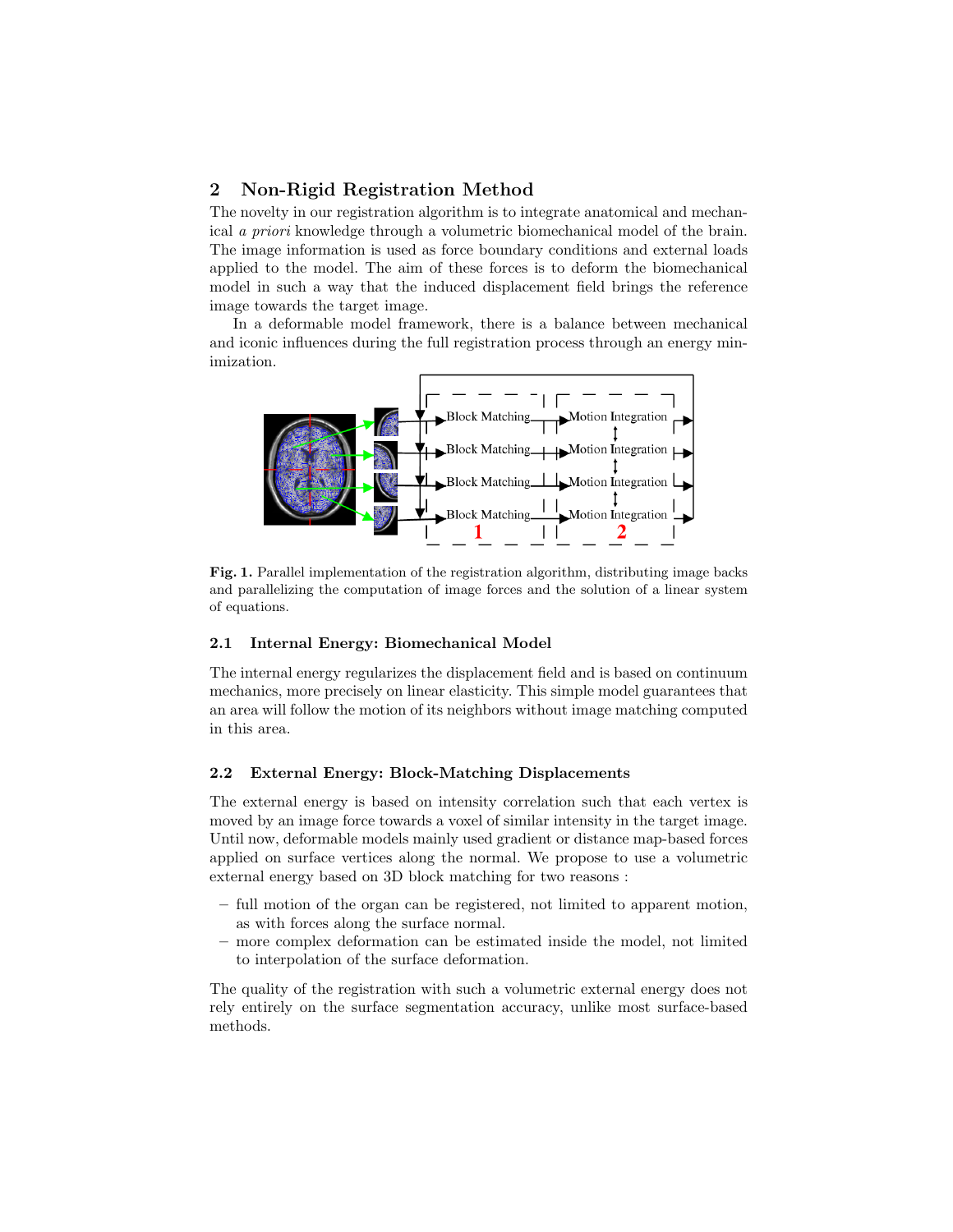## 2 Non-Rigid Registration Method

The novelty in our registration algorithm is to integrate anatomical and mechanical *a priori* knowledge through a volumetric biomechanical model of the brain. The image information is used as force boundary conditions and external loads applied to the model. The aim of these forces is to deform the biomechanical model in such a way that the induced displacement field brings the reference image towards the target image.

In a deformable model framework, there is a balance between mechanical and iconic influences during the full registration process through an energy minimization.

**Fig. 1.** Parallel implementation of the registration algorithm, distributing image backs and parallelizing the computation of image forces and the solution of a linear system of equations.

### 2.1 Internal Energy: Biomechanical Model

The internal energy regularizes the displacement field and is based on continuum mechanics, more precisely on linear elasticity. This simple model guarantees that an area will follow the motion of its neighbors without image matching computed in this area.

### 2.2 External Energy: Block-Matching Displacements

The external energy is based on intensity correlation such that each vertex is moved by an image force towards a voxel of similar intensity in the target image. Until now, deformable models mainly used gradient or distance map-based forces applied on surface vertices along the normal. We propose to use a volumetric external energy based on 3D block matching for two reasons :

- full motion of the organ can be registered, not limited to apparent motion, as with forces along the surface normal.
- more complex deformation can be estimated inside the model, not limited to interpolation of the surface deformation.

The quality of the registration with such a volumetric external energy does not rely entirely on the surface segmentation accuracy, unlike most surface-based methods.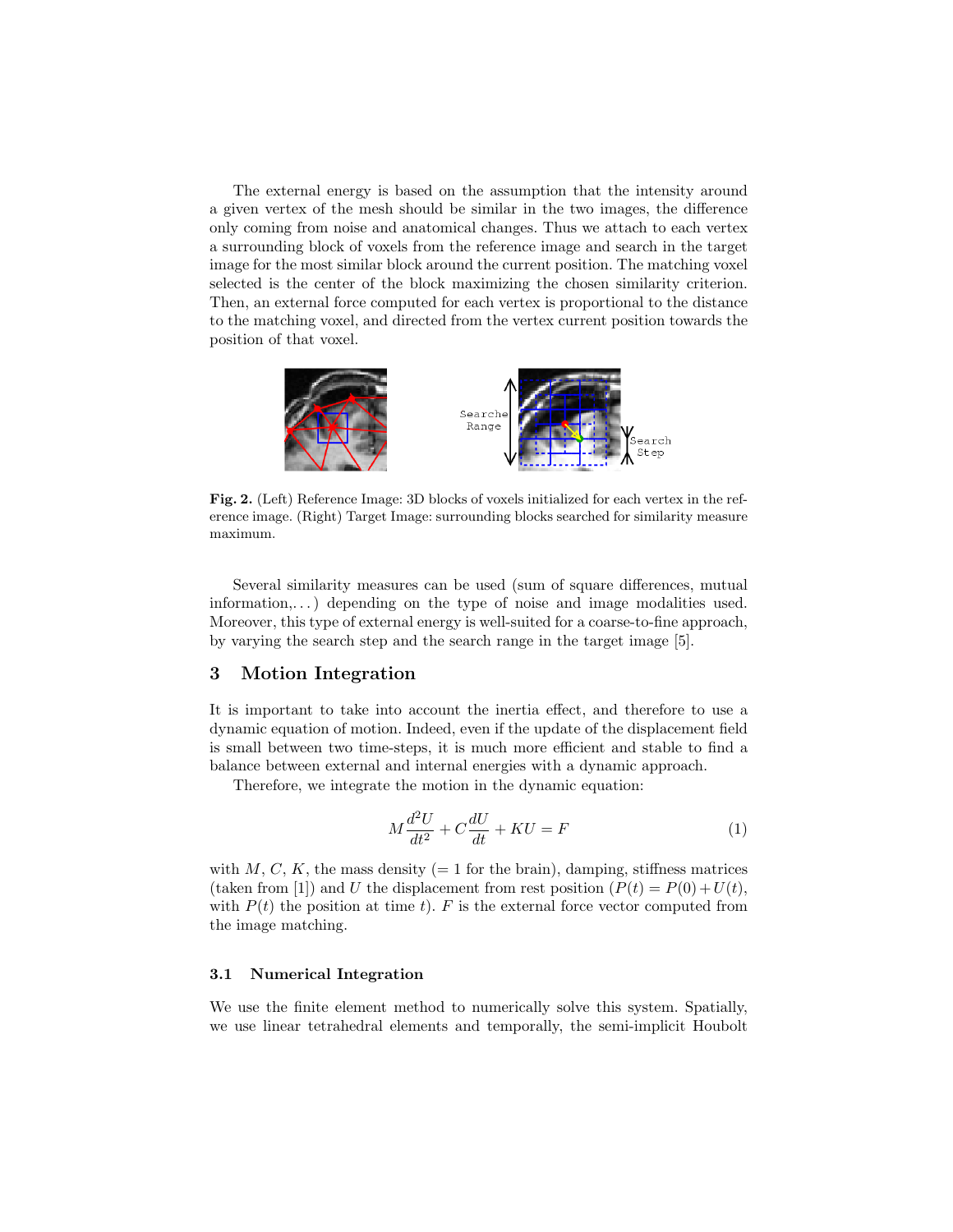The external energy is based on the assumption that the intensity around a given vertex of the mesh should be similar in the two images, the difference only coming from noise and anatomical changes. Thus we attach to each vertex a surrounding block of voxels from the reference image and search in the target image for the most similar block around the current position. The matching voxel selected is the center of the block maximizing the chosen similarity criterion. Then, an external force computed for each vertex is proportional to the distance to the matching voxel, and directed from the vertex current position towards the position of that voxel.

**Fig. 2.** (Left) Reference Image: 3D blocks of voxels initialized for each vertex in the reference image. (Right) Target Image: surrounding blocks searched for similarity measure maximum.

Several similarity measures can be used (sum of square differences, mutual information,...) depending on the type of noise and image modalities used. Moreover, this type of external energy is well-suited for a coarse-to-fine approach, by varying the search step and the search range in the target image [5].

## 3 Motion Integration

It is important to take into account the inertia effect, and therefore to use a dynamic equation of motion. Indeed, even if the update of the displacement field is small between two time-steps, it is much more efficient and stable to find a balance between external and internal energies with a dynamic approach.

Therefore, we integrate the motion in the dynamic equation:

$$M\frac{d^2U}{dt^2} + C\frac{dU}{dt} + KU = F \tag{1}$$

with $M$, $C$, $K$, the mass density ($= 1$ for the brain), damping, stiffness matrices (taken from [1]) and $U$ the displacement from rest position ($P(t) = P(0) + U(t)$, with $P(t)$ the position at time $t$). $F$ is the external force vector computed from the image matching.

### 3.1 Numerical Integration

We use the finite element method to numerically solve this system. Spatially, we use linear tetrahedral elements and temporally, the semi-implicit Houbolt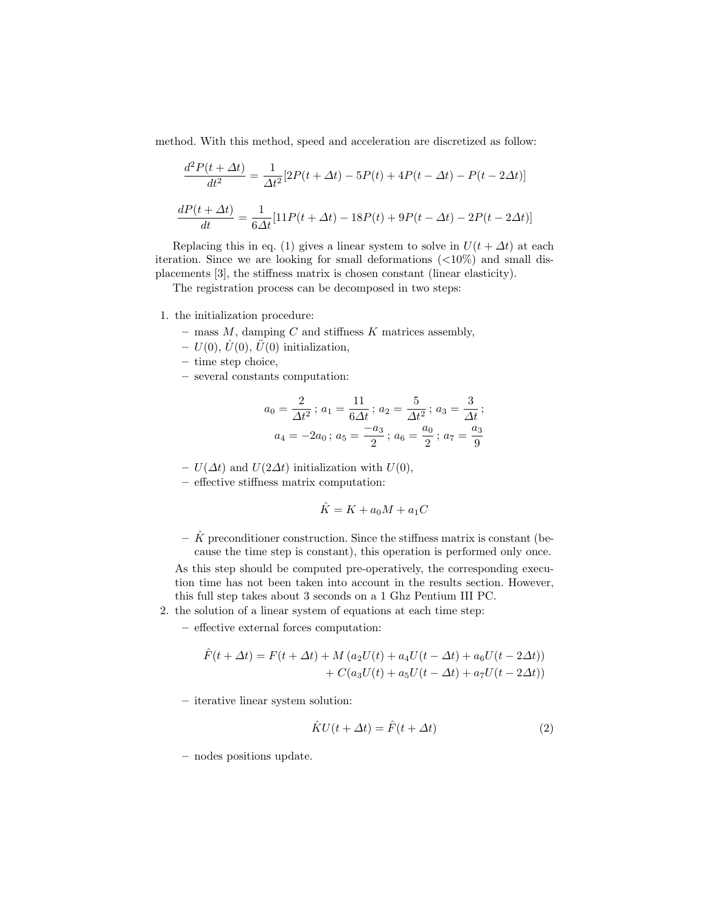method. With this method, speed and acceleration are discretized as follow:

$$\frac{d^2P(t+\Delta t)}{dt^2} = \frac{1}{\Delta t^2}[2P(t+\Delta t) - 5P(t) + 4P(t-\Delta t) - P(t-2\Delta t)]$$

$$\frac{dP(t+\Delta t)}{dt} = \frac{1}{6\Delta t}[11P(t+\Delta t) - 18P(t) + 9P(t-\Delta t) - 2P(t-2\Delta t)]$$

Replacing this in eq. (1) gives a linear system to solve in $U(t+\Delta t)$ at each iteration. Since we are looking for small deformations (<10%) and small displacements [3], the stiffness matrix is chosen constant (linear elasticity).

The registration process can be decomposed in two steps:

1. the initialization procedure:
   - mass $M$, damping $C$ and stiffness $K$ matrices assembly,
   - $U(0)$, $\dot{U}(0)$, $\ddot{U}(0)$ initialization,
   - time step choice,
   - several constants computation:

   $$a_0 = \frac{2}{\Delta t^2}\,;\; a_1 = \frac{11}{6\Delta t}\,;\; a_2 = \frac{5}{\Delta t^2}\,;\; a_3 = \frac{3}{\Delta t}\,;$$
   $$a_4 = -2a_0\,;\; a_5 = \frac{-a_3}{2}\,;\; a_6 = \frac{a_0}{2}\,;\; a_7 = \frac{a_3}{9}$$

   - $U(\Delta t)$ and $U(2\Delta t)$ initialization with $U(0)$,
   - effective stiffness matrix computation:

   $$\hat{K} = K + a_0 M + a_1 C$$

   - $\hat{K}$ preconditioner construction. Since the stiffness matrix is constant (because the time step is constant), this operation is performed only once.

   As this step should be computed pre-operatively, the corresponding execution time has not been taken into account in the results section. However, this full step takes about 3 seconds on a 1 Ghz Pentium III PC.
2. the solution of a linear system of equations at each time step:
   - effective external forces computation:

   $$\hat{F}(t+\Delta t) = F(t+\Delta t) + M\left(a_2 U(t) + a_4 U(t-\Delta t) + a_6 U(t-2\Delta t)\right) + C(a_3 U(t) + a_5 U(t-\Delta t) + a_7 U(t-2\Delta t))$$

   - iterative linear system solution:

   $$\hat{K}U(t+\Delta t) = \hat{F}(t+\Delta t) \tag{2}$$

   - nodes positions update.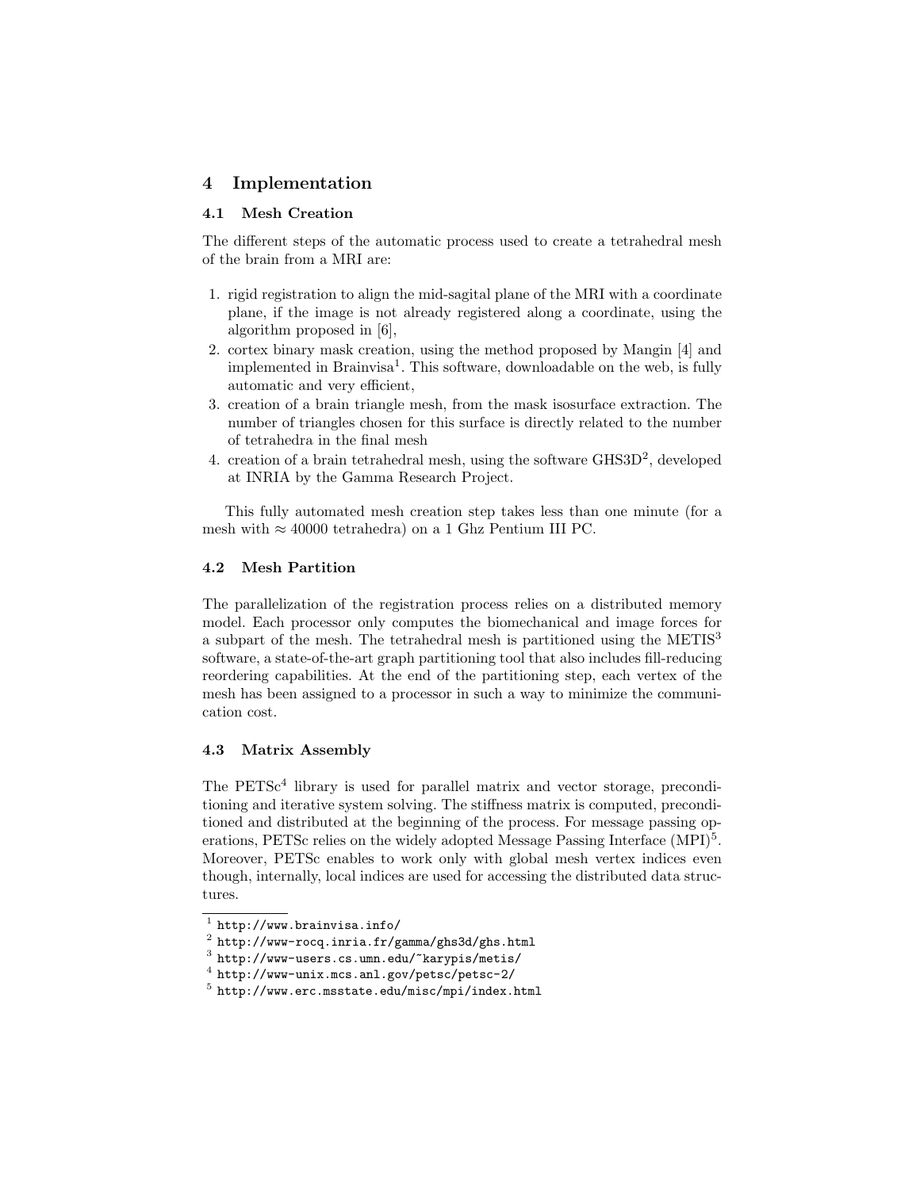# 4 Implementation

## 4.1 Mesh Creation

The different steps of the automatic process used to create a tetrahedral mesh of the brain from a MRI are:

1. rigid registration to align the mid-sagital plane of the MRI with a coordinate plane, if the image is not already registered along a coordinate, using the algorithm proposed in [6],
2. cortex binary mask creation, using the method proposed by Mangin [4] and implemented in Brainvisa[1]. This software, downloadable on the web, is fully automatic and very efficient,
3. creation of a brain triangle mesh, from the mask isosurface extraction. The number of triangles chosen for this surface is directly related to the number of tetrahedra in the final mesh
4. creation of a brain tetrahedral mesh, using the software GHS3D[2], developed at INRIA by the Gamma Research Project.

This fully automated mesh creation step takes less than one minute (for a mesh with $\approx 40000$ tetrahedra) on a 1 Ghz Pentium III PC.

## 4.2 Mesh Partition

The parallelization of the registration process relies on a distributed memory model. Each processor only computes the biomechanical and image forces for a subpart of the mesh. The tetrahedral mesh is partitioned using the METIS[3] software, a state-of-the-art graph partitioning tool that also includes fill-reducing reordering capabilities. At the end of the partitioning step, each vertex of the mesh has been assigned to a processor in such a way to minimize the communication cost.

## 4.3 Matrix Assembly

The PETSc[4] library is used for parallel matrix and vector storage, preconditioning and iterative system solving. The stiffness matrix is computed, preconditioned and distributed at the beginning of the process. For message passing operations, PETSc relies on the widely adopted Message Passing Interface (MPI)[5]. Moreover, PETSc enables to work only with global mesh vertex indices even though, internally, local indices are used for accessing the distributed data structures.

---

[1] http://www.brainvisa.info/

[2] http://www-rocq.inria.fr/gamma/ghs3d/ghs.html

[3] http://www-users.cs.umn.edu/~karypis/metis/

[4] http://www-unix.mcs.anl.gov/petsc/petsc-2/

[5] http://www.erc.msstate.edu/misc/mpi/index.html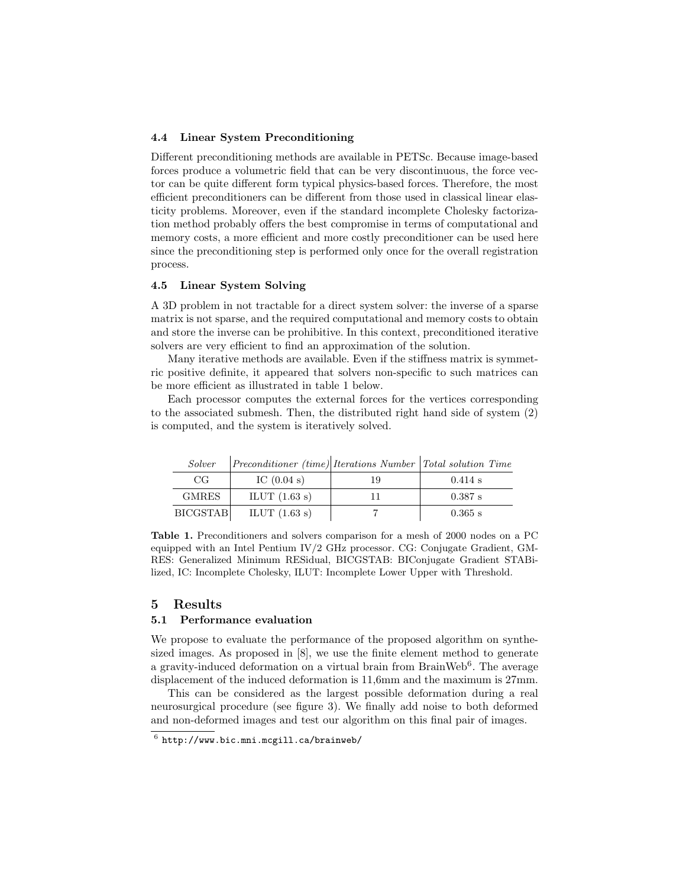### 4.4 Linear System Preconditioning

Different preconditioning methods are available in PETSc. Because image-based forces produce a volumetric field that can be very discontinuous, the force vector can be quite different form typical physics-based forces. Therefore, the most efficient preconditioners can be different from those used in classical linear elasticity problems. Moreover, even if the standard incomplete Cholesky factorization method probably offers the best compromise in terms of computational and memory costs, a more efficient and more costly preconditioner can be used here since the preconditioning step is performed only once for the overall registration process.

### 4.5 Linear System Solving

A 3D problem in not tractable for a direct system solver: the inverse of a sparse matrix is not sparse, and the required computational and memory costs to obtain and store the inverse can be prohibitive. In this context, preconditioned iterative solvers are very efficient to find an approximation of the solution.

Many iterative methods are available. Even if the stiffness matrix is symmetric positive definite, it appeared that solvers non-specific to such matrices can be more efficient as illustrated in table 1 below.

Each processor computes the external forces for the vertices corresponding to the associated submesh. Then, the distributed right hand side of system (2) is computed, and the system is iteratively solved.

| *Solver* | *Preconditioner (time)* | *Iterations Number* | *Total solution Time* |
|---|---|---|---|
| CG | IC (0.04 s) | 19 | 0.414 s |
| GMRES | ILUT (1.63 s) | 11 | 0.387 s |
| BICGSTAB | ILUT (1.63 s) | 7 | 0.365 s |

**Table 1.** Preconditioners and solvers comparison for a mesh of 2000 nodes on a PC equipped with an Intel Pentium IV/2 GHz processor. CG: Conjugate Gradient, GMRES: Generalized Minimum RESidual, BICGSTAB: BIConjugate Gradient STABilized, IC: Incomplete Cholesky, ILUT: Incomplete Lower Upper with Threshold.

## 5 Results

### 5.1 Performance evaluation

We propose to evaluate the performance of the proposed algorithm on synthesized images. As proposed in [8], we use the finite element method to generate a gravity-induced deformation on a virtual brain from BrainWeb[6]. The average displacement of the induced deformation is 11,6mm and the maximum is 27mm.

This can be considered as the largest possible deformation during a real neurosurgical procedure (see figure 3). We finally add noise to both deformed and non-deformed images and test our algorithm on this final pair of images.

[6] http://www.bic.mni.mcgill.ca/brainweb/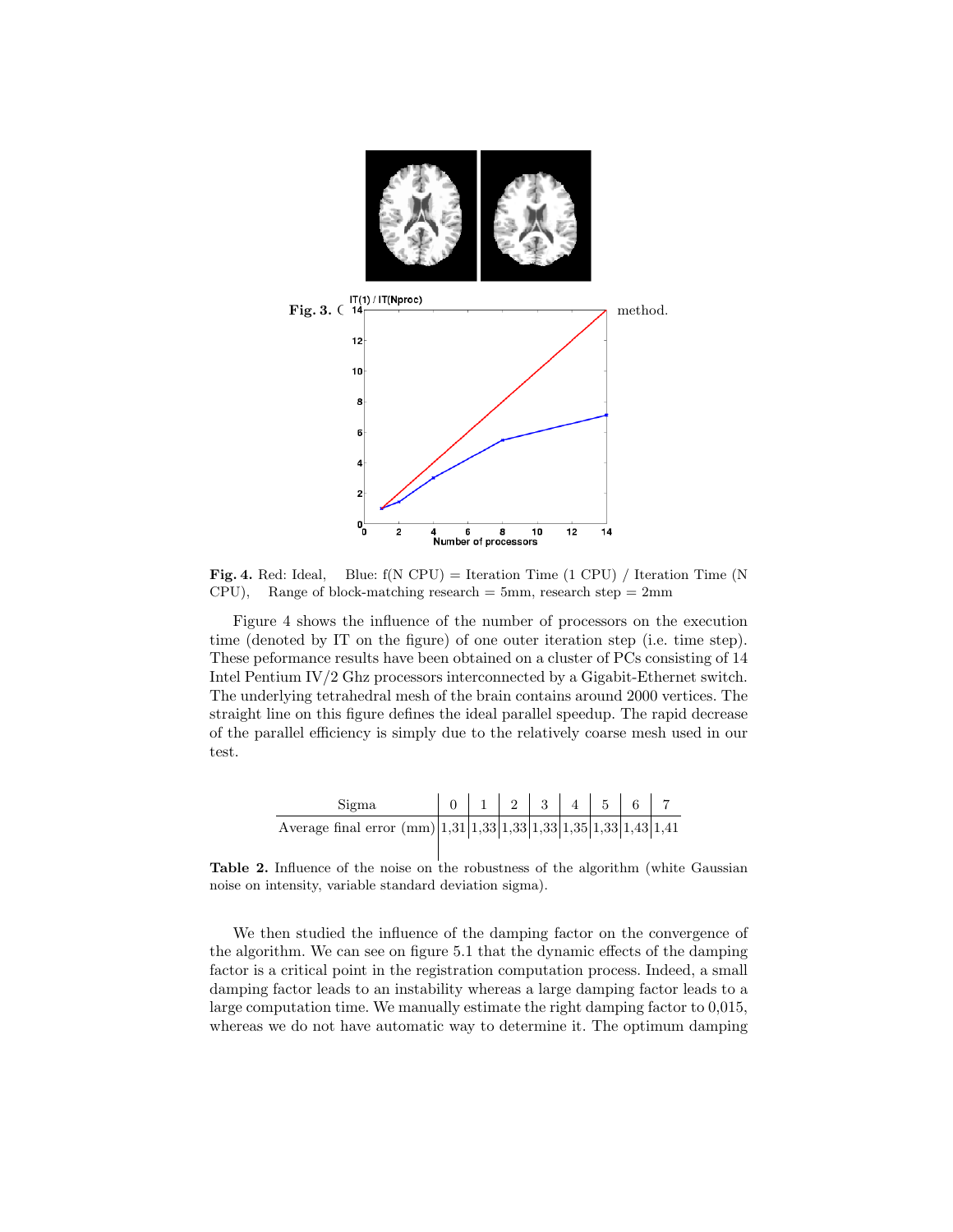**Fig. 3.** C method.

**Fig. 4.** Red: Ideal, Blue: f(N CPU) = Iteration Time (1 CPU) / Iteration Time (N CPU), Range of block-matching research = 5mm, research step = 2mm

Figure 4 shows the influence of the number of processors on the execution time (denoted by IT on the figure) of one outer iteration step (i.e. time step). These peformance results have been obtained on a cluster of PCs consisting of 14 Intel Pentium IV/2 Ghz processors interconnected by a Gigabit-Ethernet switch. The underlying tetrahedral mesh of the brain contains around 2000 vertices. The straight line on this figure defines the ideal parallel speedup. The rapid decrease of the parallel efficiency is simply due to the relatively coarse mesh used in our test.

| Sigma | 0 | 1 | 2 | 3 | 4 | 5 | 6 | 7 |
|---|---|---|---|---|---|---|---|---|
| Average final error (mm) | 1,31 | 1,33 | 1,33 | 1,33 | 1,35 | 1,33 | 1,43 | 1,41 |

**Table 2.** Influence of the noise on the robustness of the algorithm (white Gaussian noise on intensity, variable standard deviation sigma).

We then studied the influence of the damping factor on the convergence of the algorithm. We can see on figure 5.1 that the dynamic effects of the damping factor is a critical point in the registration computation process. Indeed, a small damping factor leads to an instability whereas a large damping factor leads to a large computation time. We manually estimate the right damping factor to 0,015, whereas we do not have automatic way to determine it. The optimum damping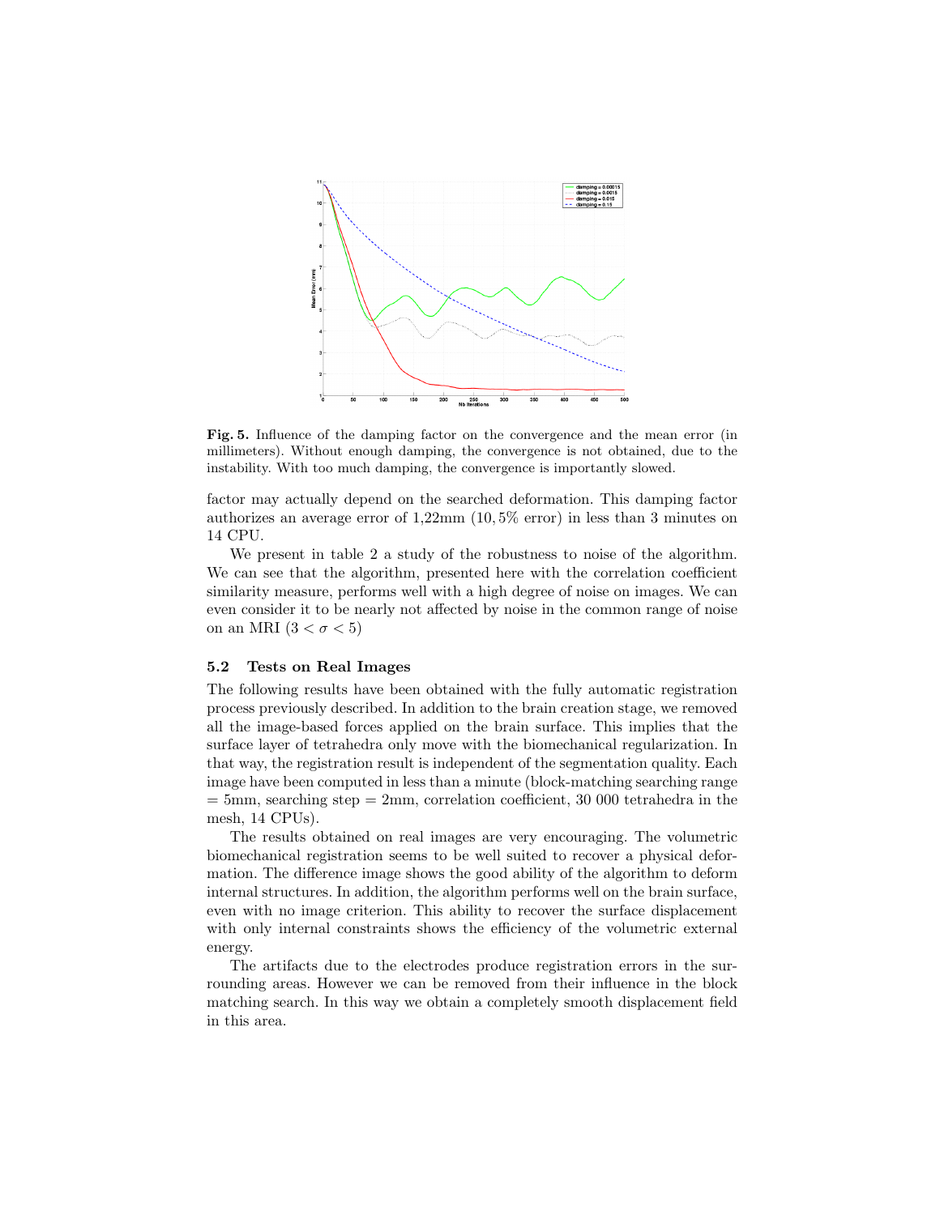**Fig. 5.** Influence of the damping factor on the convergence and the mean error (in millimeters). Without enough damping, the convergence is not obtained, due to the instability. With too much damping, the convergence is importantly slowed.

factor may actually depend on the searched deformation. This damping factor authorizes an average error of 1,22mm ($10,5\%$ error) in less than 3 minutes on 14 CPU.

We present in table 2 a study of the robustness to noise of the algorithm. We can see that the algorithm, presented here with the correlation coefficient similarity measure, performs well with a high degree of noise on images. We can even consider it to be nearly not affected by noise in the common range of noise on an MRI ($3 < \sigma < 5$)

### 5.2 Tests on Real Images

The following results have been obtained with the fully automatic registration process previously described. In addition to the brain creation stage, we removed all the image-based forces applied on the brain surface. This implies that the surface layer of tetrahedra only move with the biomechanical regularization. In that way, the registration result is independent of the segmentation quality. Each image have been computed in less than a minute (block-matching searching range = 5mm, searching step = 2mm, correlation coefficient, 30 000 tetrahedra in the mesh, 14 CPUs).

The results obtained on real images are very encouraging. The volumetric biomechanical registration seems to be well suited to recover a physical deformation. The difference image shows the good ability of the algorithm to deform internal structures. In addition, the algorithm performs well on the brain surface, even with no image criterion. This ability to recover the surface displacement with only internal constraints shows the efficiency of the volumetric external energy.

The artifacts due to the electrodes produce registration errors in the surrounding areas. However we can be removed from their influence in the block matching search. In this way we obtain a completely smooth displacement field in this area.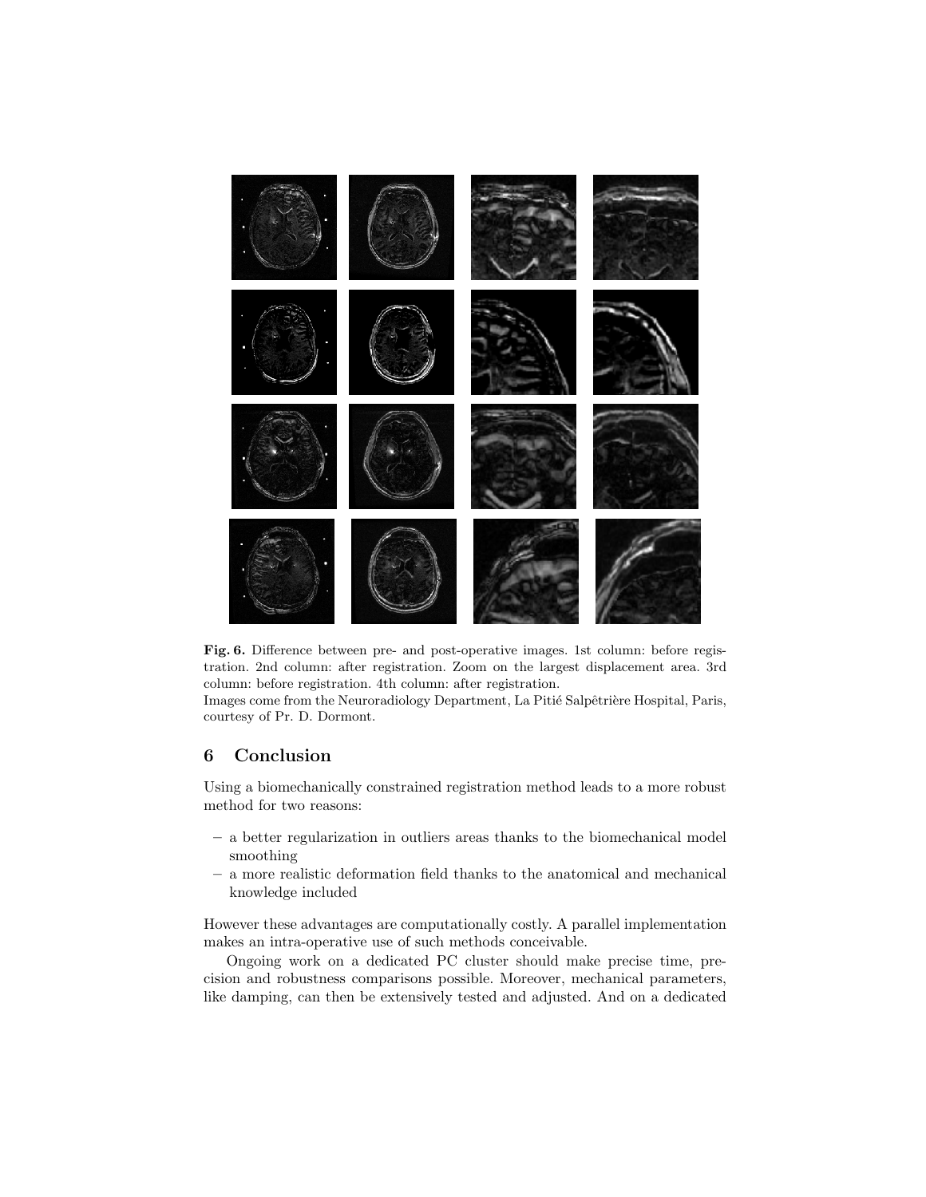**Fig. 6.** Difference between pre- and post-operative images. 1st column: before registration. 2nd column: after registration. Zoom on the largest displacement area. 3rd column: before registration. 4th column: after registration.
Images come from the Neuroradiology Department, La Pitié Salpêtrière Hospital, Paris, courtesy of Pr. D. Dormont.

## 6 Conclusion

Using a biomechanically constrained registration method leads to a more robust method for two reasons:

- a better regularization in outliers areas thanks to the biomechanical model smoothing
- a more realistic deformation field thanks to the anatomical and mechanical knowledge included

However these advantages are computationally costly. A parallel implementation makes an intra-operative use of such methods conceivable.

Ongoing work on a dedicated PC cluster should make precise time, precision and robustness comparisons possible. Moreover, mechanical parameters, like damping, can then be extensively tested and adjusted. And on a dedicated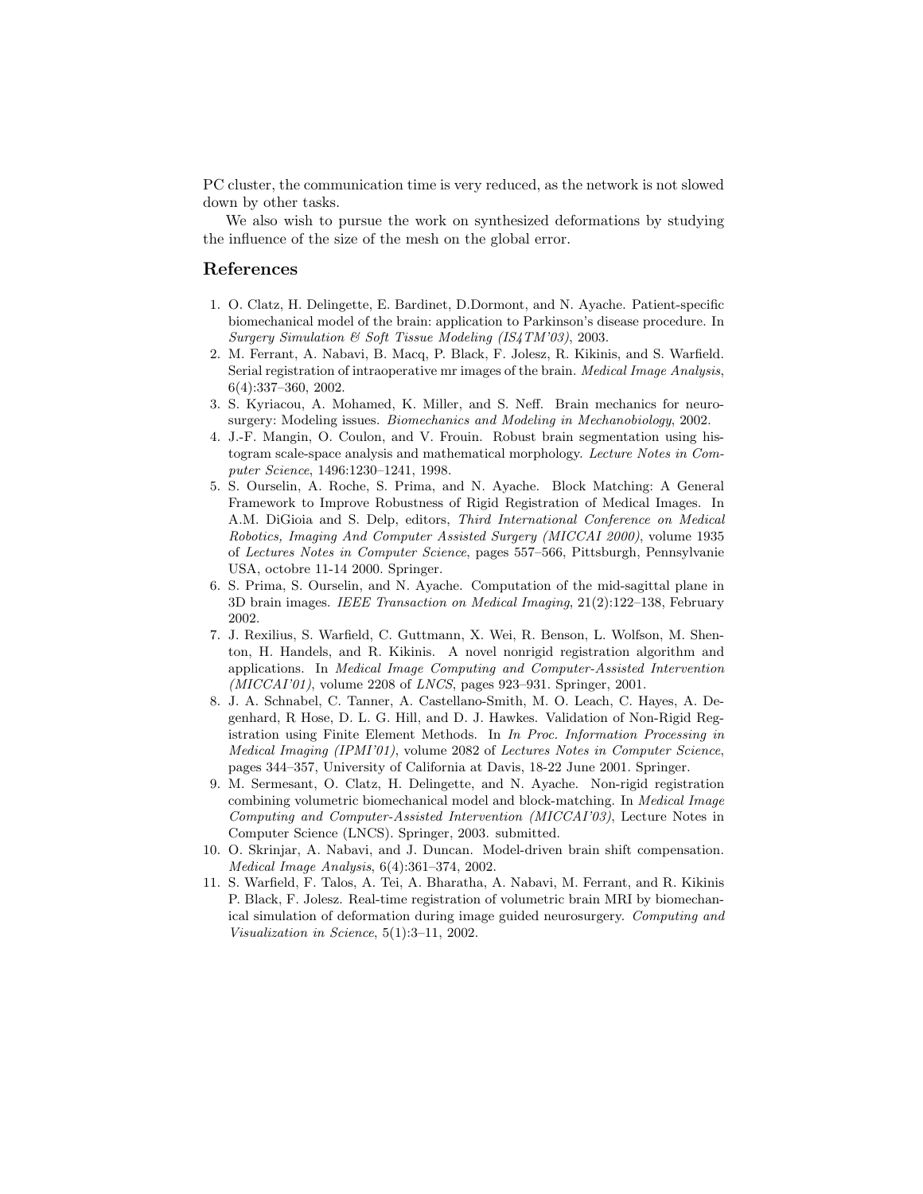PC cluster, the communication time is very reduced, as the network is not slowed down by other tasks.

We also wish to pursue the work on synthesized deformations by studying the influence of the size of the mesh on the global error.

## References

1. O. Clatz, H. Delingette, E. Bardinet, D.Dormont, and N. Ayache. Patient-specific biomechanical model of the brain: application to Parkinson's disease procedure. In *Surgery Simulation & Soft Tissue Modeling (IS4TM'03)*, 2003.
2. M. Ferrant, A. Nabavi, B. Macq, P. Black, F. Jolesz, R. Kikinis, and S. Warfield. Serial registration of intraoperative mr images of the brain. *Medical Image Analysis*, 6(4):337–360, 2002.
3. S. Kyriacou, A. Mohamed, K. Miller, and S. Neff. Brain mechanics for neurosurgery: Modeling issues. *Biomechanics and Modeling in Mechanobiology*, 2002.
4. J.-F. Mangin, O. Coulon, and V. Frouin. Robust brain segmentation using histogram scale-space analysis and mathematical morphology. *Lecture Notes in Computer Science*, 1496:1230–1241, 1998.
5. S. Ourselin, A. Roche, S. Prima, and N. Ayache. Block Matching: A General Framework to Improve Robustness of Rigid Registration of Medical Images. In A.M. DiGioia and S. Delp, editors, *Third International Conference on Medical Robotics, Imaging And Computer Assisted Surgery (MICCAI 2000)*, volume 1935 of *Lectures Notes in Computer Science*, pages 557–566, Pittsburgh, Pennsylvanie USA, octobre 11-14 2000. Springer.
6. S. Prima, S. Ourselin, and N. Ayache. Computation of the mid-sagittal plane in 3D brain images. *IEEE Transaction on Medical Imaging*, 21(2):122–138, February 2002.
7. J. Rexilius, S. Warfield, C. Guttmann, X. Wei, R. Benson, L. Wolfson, M. Shenton, H. Handels, and R. Kikinis. A novel nonrigid registration algorithm and applications. In *Medical Image Computing and Computer-Assisted Intervention (MICCAI'01)*, volume 2208 of *LNCS*, pages 923–931. Springer, 2001.
8. J. A. Schnabel, C. Tanner, A. Castellano-Smith, M. O. Leach, C. Hayes, A. Degenhard, R Hose, D. L. G. Hill, and D. J. Hawkes. Validation of Non-Rigid Registration using Finite Element Methods. In *In Proc. Information Processing in Medical Imaging (IPMI'01)*, volume 2082 of *Lectures Notes in Computer Science*, pages 344–357, University of California at Davis, 18-22 June 2001. Springer.
9. M. Sermesant, O. Clatz, H. Delingette, and N. Ayache. Non-rigid registration combining volumetric biomechanical model and block-matching. In *Medical Image Computing and Computer-Assisted Intervention (MICCAI'03)*, Lecture Notes in Computer Science (LNCS). Springer, 2003. submitted.
10. O. Skrinjar, A. Nabavi, and J. Duncan. Model-driven brain shift compensation. *Medical Image Analysis*, 6(4):361–374, 2002.
11. S. Warfield, F. Talos, A. Tei, A. Bharatha, A. Nabavi, M. Ferrant, and R. Kikinis P. Black, F. Jolesz. Real-time registration of volumetric brain MRI by biomechanical simulation of deformation during image guided neurosurgery. *Computing and Visualization in Science*, 5(1):3–11, 2002.